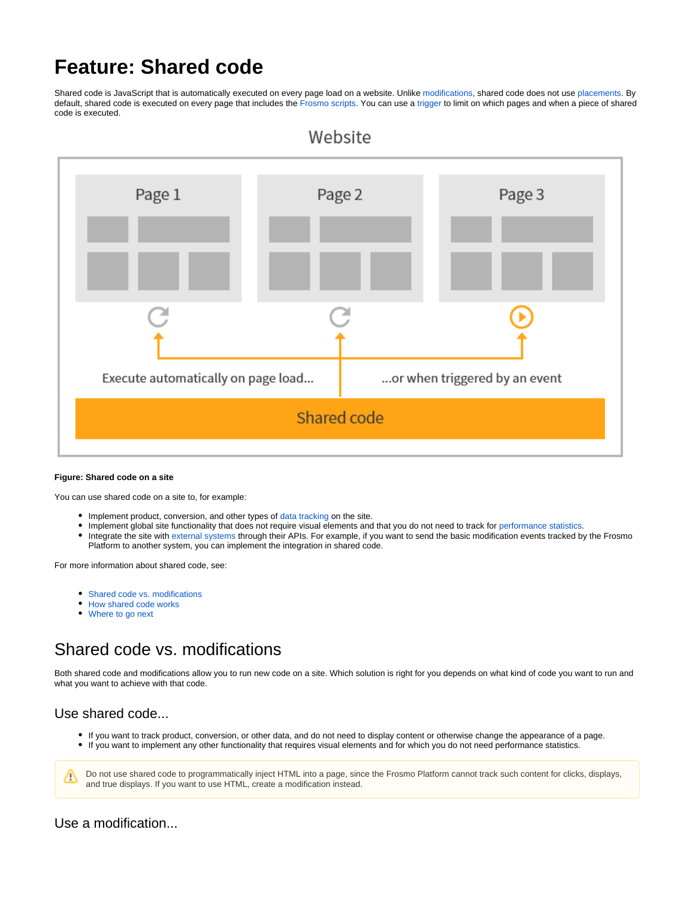# Feature: Shared code

Shared code is JavaScript that is automatically executed on every page load on a website. Unlike modifications, shared code does not use placements. By default, shared code is executed on every page that includes the Frosmo scripts. You can use a trigger to limit on which pages and when a piece of shared code is executed.

**Figure: Shared code on a site**

You can use shared code on a site to, for example:

- Implement product, conversion, and other types of data tracking on the site.
- Implement global site functionality that does not require visual elements and that you do not need to track for performance statistics.
- Integrate the site with external systems through their APIs. For example, if you want to send the basic modification events tracked by the Frosmo Platform to another system, you can implement the integration in shared code.

For more information about shared code, see:

- Shared code vs. modifications
- How shared code works
- Where to go next

## Shared code vs. modifications

Both shared code and modifications allow you to run new code on a site. Which solution is right for you depends on what kind of code you want to run and what you want to achieve with that code.

### Use shared code...

- If you want to track product, conversion, or other data, and do not need to display content or otherwise change the appearance of a page.
- If you want to implement any other functionality that requires visual elements and for which you do not need performance statistics.

> Do not use shared code to programmatically inject HTML into a page, since the Frosmo Platform cannot track such content for clicks, displays, and true displays. If you want to use HTML, create a modification instead.

### Use a modification...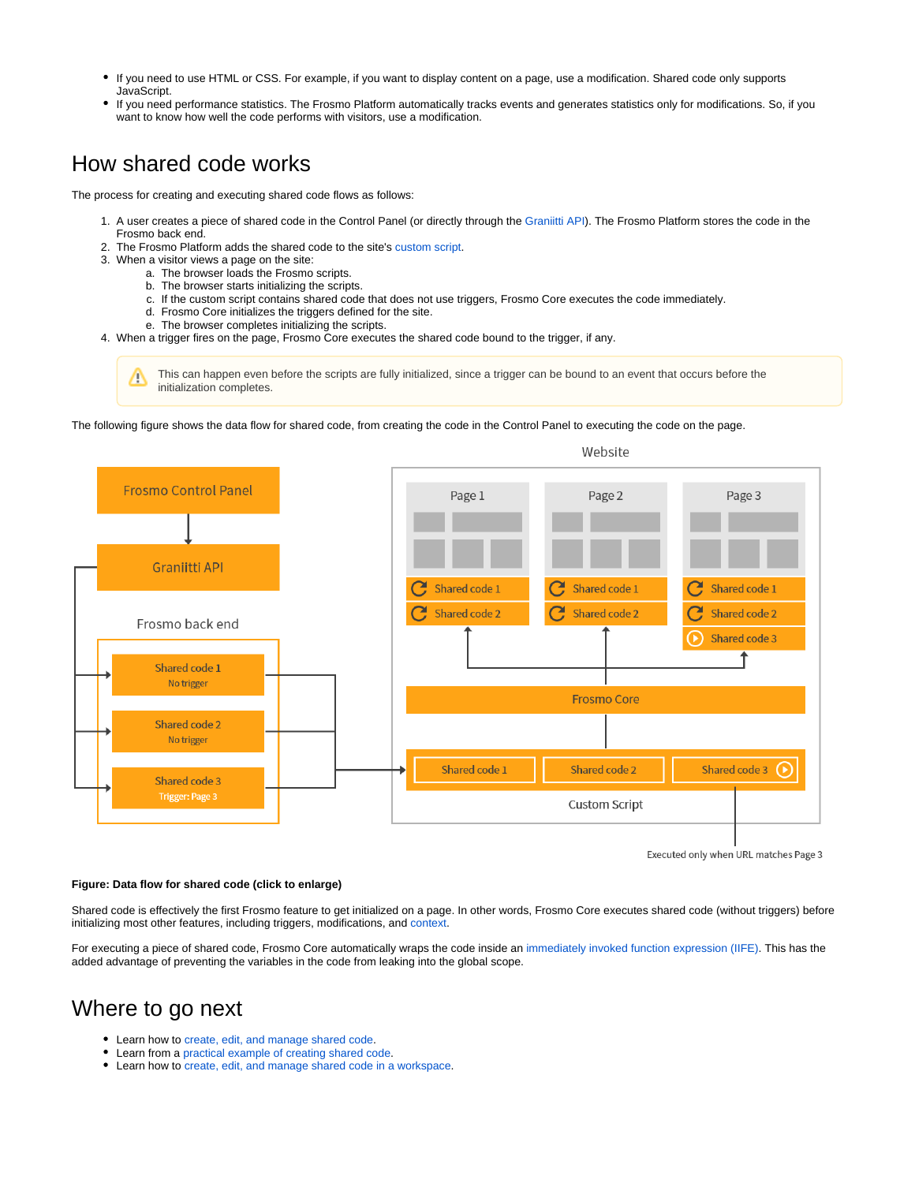- If you need to use HTML or CSS. For example, if you want to display content on a page, use a modification. Shared code only supports JavaScript.
- If you need performance statistics. The Frosmo Platform automatically tracks events and generates statistics only for modifications. So, if you want to know how well the code performs with visitors, use a modification.

# How shared code works

The process for creating and executing shared code flows as follows:

1. A user creates a piece of shared code in the Control Panel (or directly through the Graniitti API). The Frosmo Platform stores the code in the Frosmo back end.
2. The Frosmo Platform adds the shared code to the site's custom script.
3. When a visitor views a page on the site:
   a. The browser loads the Frosmo scripts.
   b. The browser starts initializing the scripts.
   c. If the custom script contains shared code that does not use triggers, Frosmo Core executes the code immediately.
   d. Frosmo Core initializes the triggers defined for the site.
   e. The browser completes initializing the scripts.
4. When a trigger fires on the page, Frosmo Core executes the shared code bound to the trigger, if any.

> This can happen even before the scripts are fully initialized, since a trigger can be bound to an event that occurs before the initialization completes.

The following figure shows the data flow for shared code, from creating the code in the Control Panel to executing the code on the page.

Frosmo Control Panel
Graniitti API
Frosmo back end
Shared code 1 No trigger
Shared code 2 No trigger
Shared code 3 Trigger: Page 3
Website
Page 1
Page 2
Page 3
Shared code 1
Shared code 2
Shared code 3
Frosmo Core
Shared code 1
Shared code 2
Shared code 3
Custom Script
Executed only when URL matches Page 3

**Figure: Data flow for shared code (click to enlarge)**

Shared code is effectively the first Frosmo feature to get initialized on a page. In other words, Frosmo Core executes shared code (without triggers) before initializing most other features, including triggers, modifications, and context.

For executing a piece of shared code, Frosmo Core automatically wraps the code inside an immediately invoked function expression (IIFE). This has the added advantage of preventing the variables in the code from leaking into the global scope.

# Where to go next

- Learn how to create, edit, and manage shared code.
- Learn from a practical example of creating shared code.
- Learn how to create, edit, and manage shared code in a workspace.